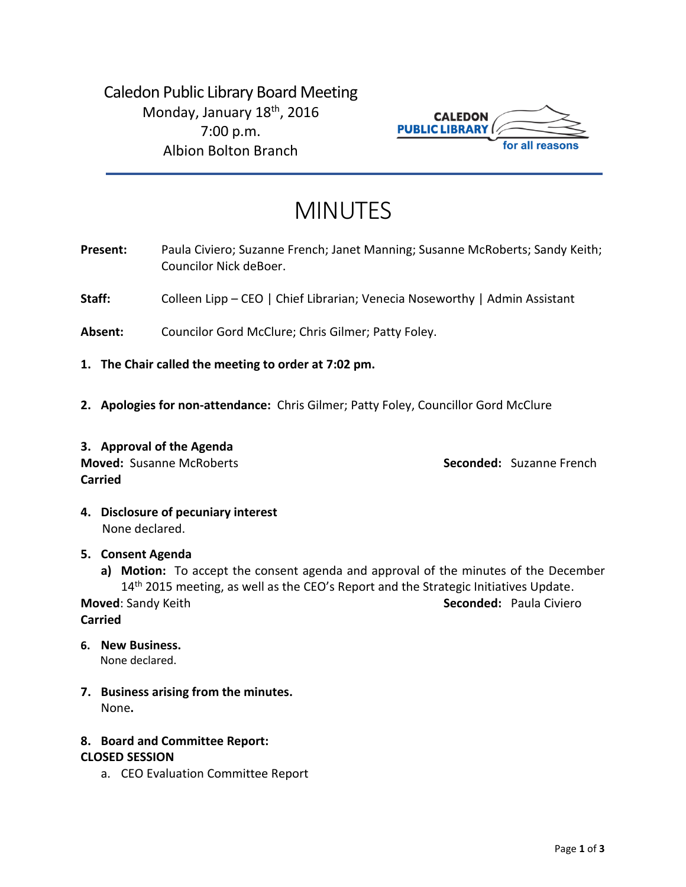Caledon Public Library Board Meeting
Monday, January 18th, 2016
7:00 p.m.
Albion Bolton Branch

CALEDON PUBLIC LIBRARY
for all reasons

# MINUTES

**Present:** Paula Civiero; Suzanne French; Janet Manning; Susanne McRoberts; Sandy Keith; Councilor Nick deBoer.

**Staff:** Colleen Lipp – CEO | Chief Librarian; Venecia Noseworthy | Admin Assistant

**Absent:** Councilor Gord McClure; Chris Gilmer; Patty Foley.

1. **The Chair called the meeting to order at 7:02 pm.**

2. **Apologies for non-attendance:** Chris Gilmer; Patty Foley, Councillor Gord McClure

3. **Approval of the Agenda**

**Moved:** Susanne McRoberts **Seconded:** Suzanne French
**Carried**

4. **Disclosure of pecuniary interest**
None declared.

5. **Consent Agenda**
   a) **Motion:** To accept the consent agenda and approval of the minutes of the December 14th 2015 meeting, as well as the CEO's Report and the Strategic Initiatives Update.

**Moved**: Sandy Keith **Seconded:** Paula Civiero
**Carried**

6. **New Business.**
None declared.

7. **Business arising from the minutes.**
None**.**

8. **Board and Committee Report:**

**CLOSED SESSION**

   a. CEO Evaluation Committee Report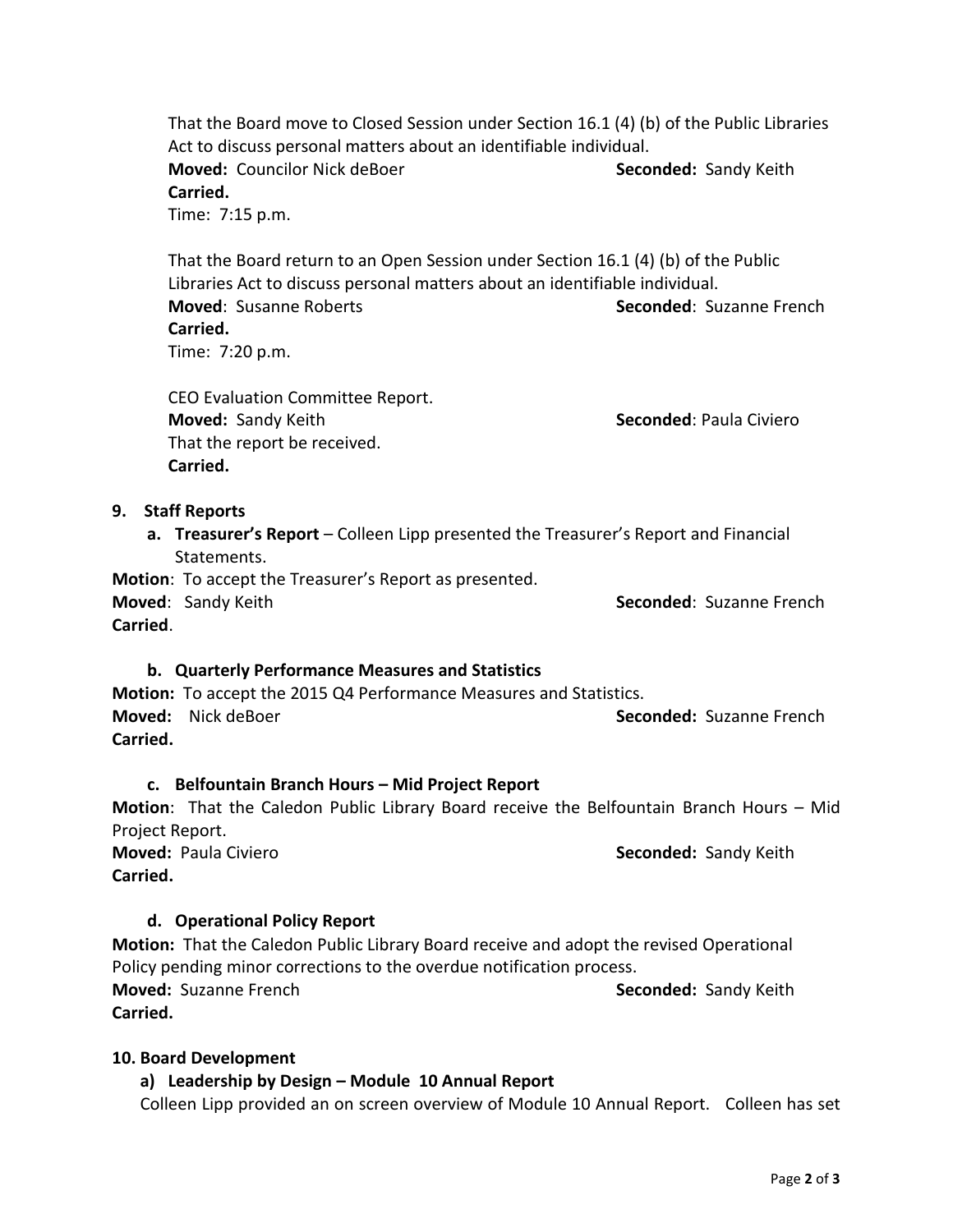That the Board move to Closed Session under Section 16.1 (4) (b) of the Public Libraries Act to discuss personal matters about an identifiable individual.
**Moved:** Councilor Nick deBoer **Seconded:** Sandy Keith
**Carried.**
Time: 7:15 p.m.

That the Board return to an Open Session under Section 16.1 (4) (b) of the Public Libraries Act to discuss personal matters about an identifiable individual.
**Moved**: Susanne Roberts **Seconded**: Suzanne French
**Carried.**
Time: 7:20 p.m.

CEO Evaluation Committee Report.
**Moved:** Sandy Keith **Seconded**: Paula Civiero
That the report be received.
**Carried.**

**9. Staff Reports**

**a. Treasurer's Report** – Colleen Lipp presented the Treasurer's Report and Financial Statements.

**Motion**: To accept the Treasurer's Report as presented.
**Moved**: Sandy Keith **Seconded**: Suzanne French
**Carried**.

**b. Quarterly Performance Measures and Statistics**

**Motion:** To accept the 2015 Q4 Performance Measures and Statistics.
**Moved:** Nick deBoer **Seconded:** Suzanne French
**Carried.**

**c. Belfountain Branch Hours – Mid Project Report**

**Motion**: That the Caledon Public Library Board receive the Belfountain Branch Hours – Mid Project Report.
**Moved:** Paula Civiero **Seconded:** Sandy Keith
**Carried.**

**d. Operational Policy Report**

**Motion:** That the Caledon Public Library Board receive and adopt the revised Operational Policy pending minor corrections to the overdue notification process.
**Moved:** Suzanne French **Seconded:** Sandy Keith
**Carried.**

**10. Board Development**

**a) Leadership by Design – Module 10 Annual Report**

Colleen Lipp provided an on screen overview of Module 10 Annual Report. Colleen has set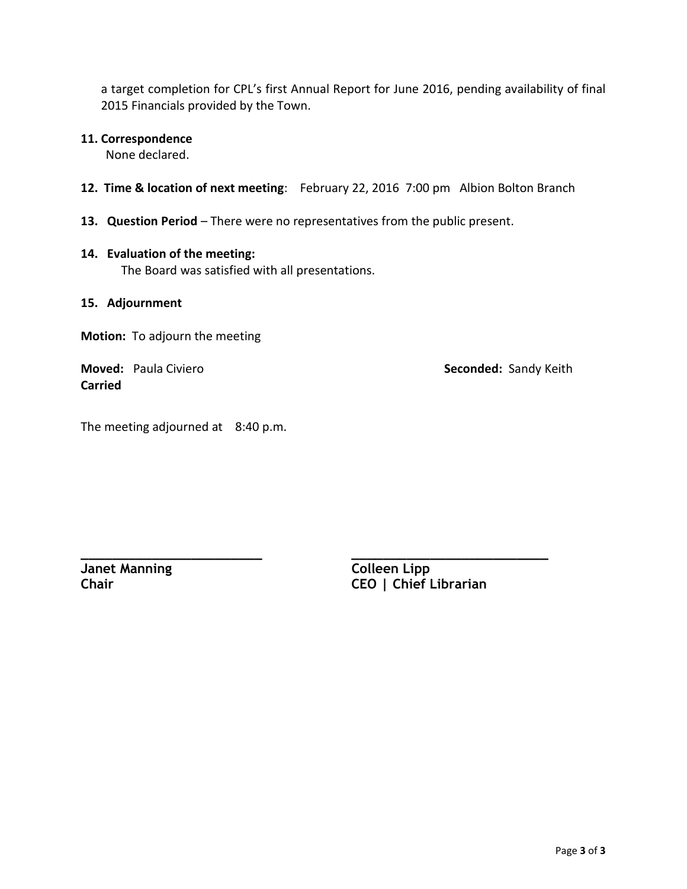a target completion for CPL's first Annual Report for June 2016, pending availability of final 2015 Financials provided by the Town.

**11. Correspondence**

None declared.

**12. Time & location of next meeting**: February 22, 2016 7:00 pm Albion Bolton Branch

**13. Question Period** – There were no representatives from the public present.

**14. Evaluation of the meeting:**

The Board was satisfied with all presentations.

**15. Adjournment**

**Motion:** To adjourn the meeting

**Moved:** Paula Civiero **Seconded:** Sandy Keith

**Carried**

The meeting adjourned at 8:40 p.m.

**Janet Manning**
**Chair**

**Colleen Lipp**
**CEO | Chief Librarian**